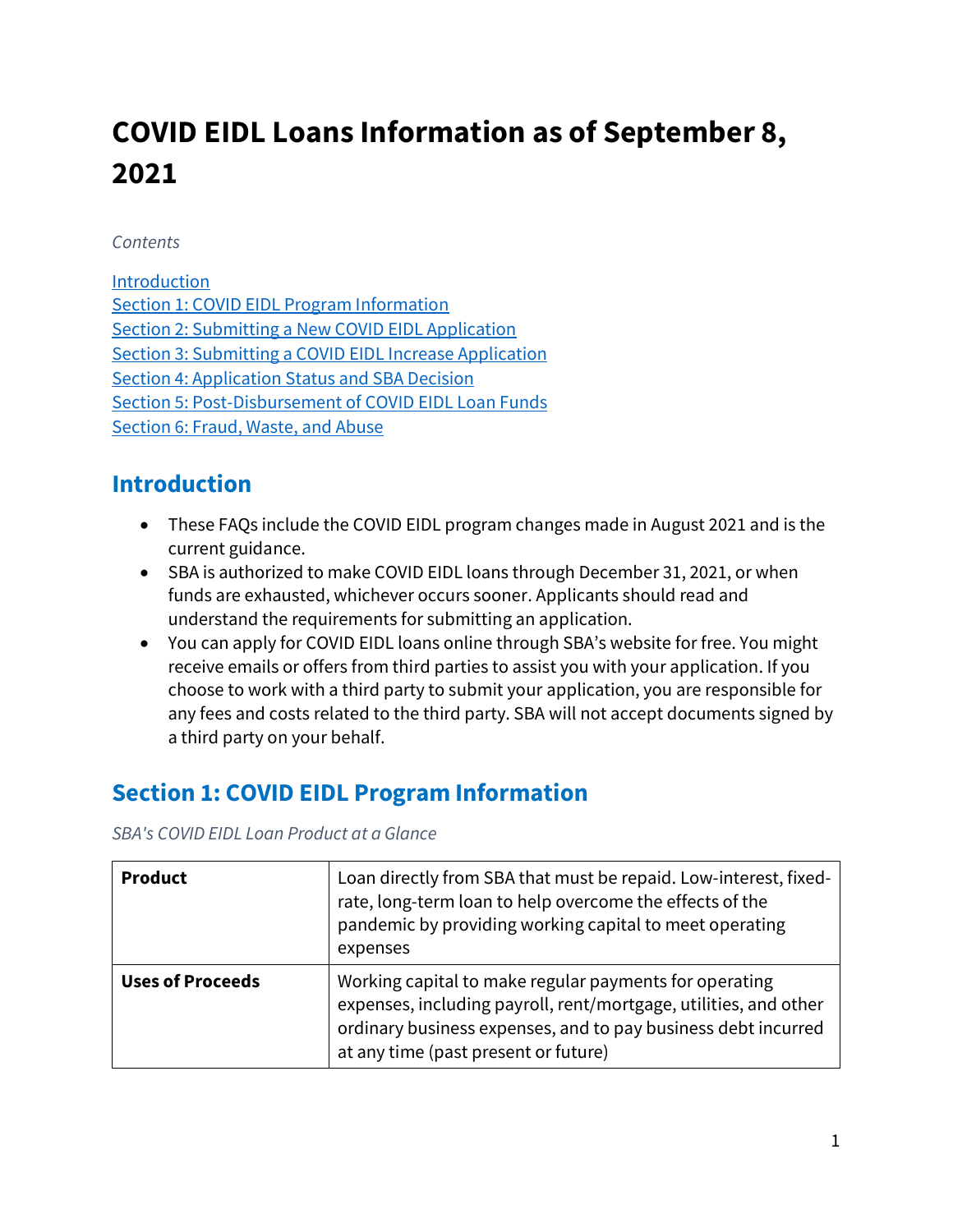# COVID EIDL Loans Information as of September 8, 2021

*Contents*

[Introduction](#introduction)
[Section 1: COVID EIDL Program Information](#section-1-covid-eidl-program-information)
[Section 2: Submitting a New COVID EIDL Application](#)
[Section 3: Submitting a COVID EIDL Increase Application](#)
[Section 4: Application Status and SBA Decision](#)
[Section 5: Post-Disbursement of COVID EIDL Loan Funds](#)
[Section 6: Fraud, Waste, and Abuse](#)

## Introduction

- These FAQs include the COVID EIDL program changes made in August 2021 and is the current guidance.
- SBA is authorized to make COVID EIDL loans through December 31, 2021, or when funds are exhausted, whichever occurs sooner. Applicants should read and understand the requirements for submitting an application.
- You can apply for COVID EIDL loans online through SBA's website for free. You might receive emails or offers from third parties to assist you with your application. If you choose to work with a third party to submit your application, you are responsible for any fees and costs related to the third party. SBA will not accept documents signed by a third party on your behalf.

## Section 1: COVID EIDL Program Information

*SBA's COVID EIDL Loan Product at a Glance*

| | |
|---|---|
| **Product** | Loan directly from SBA that must be repaid. Low-interest, fixed-rate, long-term loan to help overcome the effects of the pandemic by providing working capital to meet operating expenses |
| **Uses of Proceeds** | Working capital to make regular payments for operating expenses, including payroll, rent/mortgage, utilities, and other ordinary business expenses, and to pay business debt incurred at any time (past present or future) |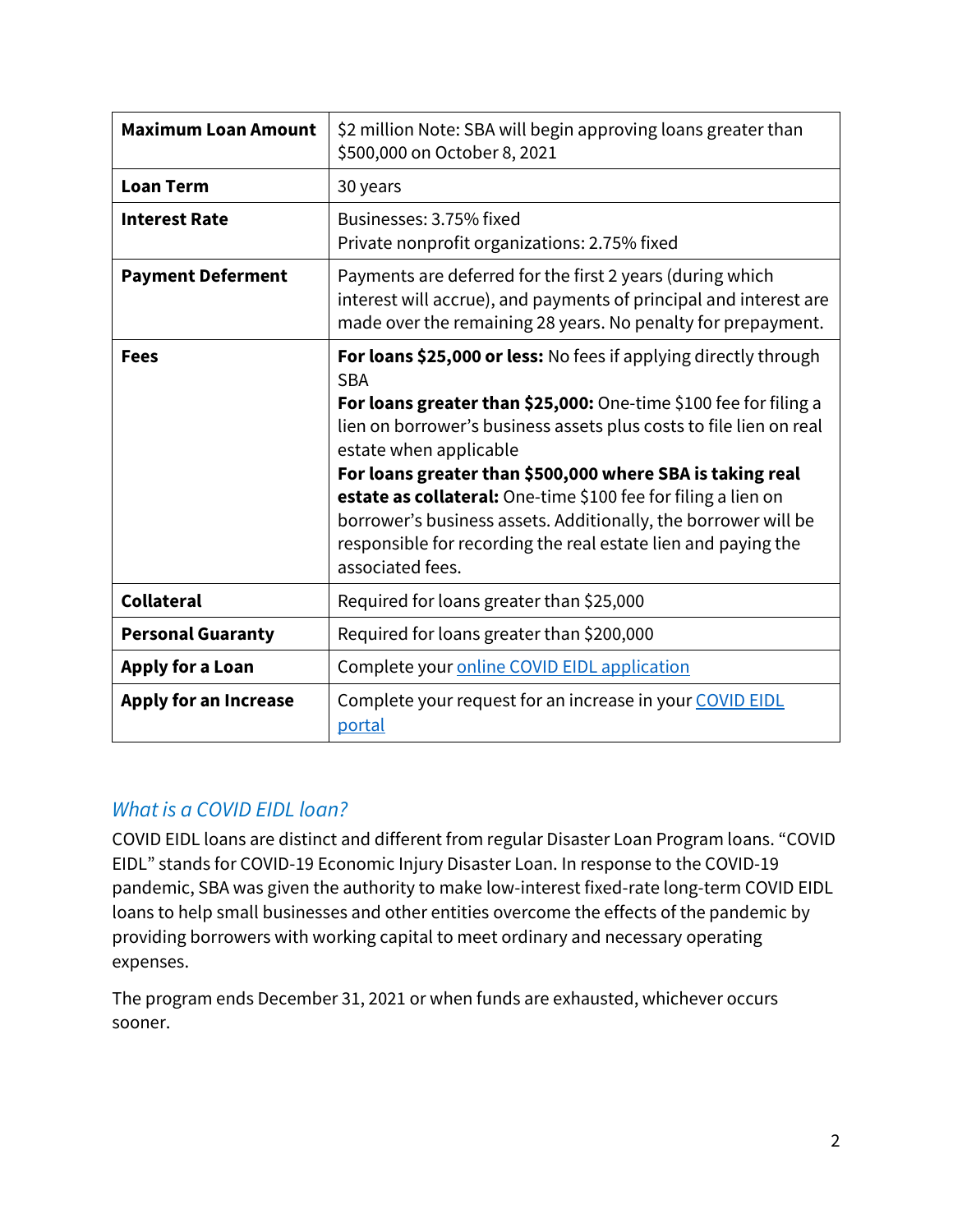| Maximum Loan Amount | $2 million Note: SBA will begin approving loans greater than $500,000 on October 8, 2021 |
|---|---|
| **Loan Term** | 30 years |
| **Interest Rate** | Businesses: 3.75% fixed<br>Private nonprofit organizations: 2.75% fixed |
| **Payment Deferment** | Payments are deferred for the first 2 years (during which interest will accrue), and payments of principal and interest are made over the remaining 28 years. No penalty for prepayment. |
| **Fees** | **For loans $25,000 or less:** No fees if applying directly through SBA<br>**For loans greater than $25,000:** One-time $100 fee for filing a lien on borrower's business assets plus costs to file lien on real estate when applicable<br>**For loans greater than $500,000 where SBA is taking real estate as collateral:** One-time $100 fee for filing a lien on borrower's business assets. Additionally, the borrower will be responsible for recording the real estate lien and paying the associated fees. |
| **Collateral** | Required for loans greater than $25,000 |
| **Personal Guaranty** | Required for loans greater than $200,000 |
| **Apply for a Loan** | Complete your online COVID EIDL application |
| **Apply for an Increase** | Complete your request for an increase in your COVID EIDL portal |

### *What is a COVID EIDL loan?*

COVID EIDL loans are distinct and different from regular Disaster Loan Program loans. "COVID EIDL" stands for COVID-19 Economic Injury Disaster Loan. In response to the COVID-19 pandemic, SBA was given the authority to make low-interest fixed-rate long-term COVID EIDL loans to help small businesses and other entities overcome the effects of the pandemic by providing borrowers with working capital to meet ordinary and necessary operating expenses.

The program ends December 31, 2021 or when funds are exhausted, whichever occurs sooner.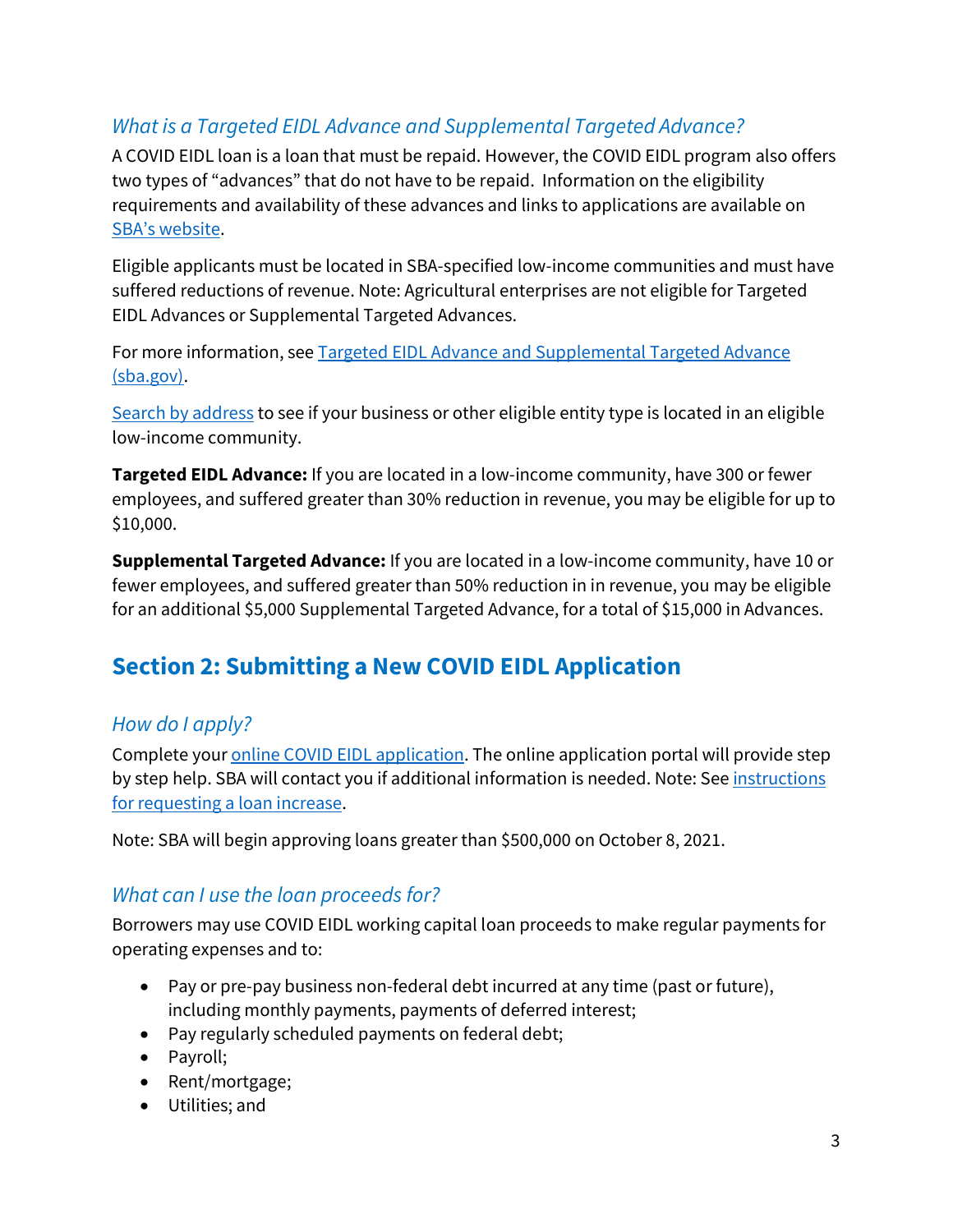### *What is a Targeted EIDL Advance and Supplemental Targeted Advance?*

A COVID EIDL loan is a loan that must be repaid. However, the COVID EIDL program also offers two types of "advances" that do not have to be repaid. Information on the eligibility requirements and availability of these advances and links to applications are available on [SBA's website](#).

Eligible applicants must be located in SBA-specified low-income communities and must have suffered reductions of revenue. Note: Agricultural enterprises are not eligible for Targeted EIDL Advances or Supplemental Targeted Advances.

For more information, see [Targeted EIDL Advance and Supplemental Targeted Advance (sba.gov)](#).

[Search by address](#) to see if your business or other eligible entity type is located in an eligible low-income community.

**Targeted EIDL Advance:** If you are located in a low-income community, have 300 or fewer employees, and suffered greater than 30% reduction in revenue, you may be eligible for up to $10,000.

**Supplemental Targeted Advance:** If you are located in a low-income community, have 10 or fewer employees, and suffered greater than 50% reduction in in revenue, you may be eligible for an additional $5,000 Supplemental Targeted Advance, for a total of $15,000 in Advances.

## Section 2: Submitting a New COVID EIDL Application

### *How do I apply?*

Complete your [online COVID EIDL application](#). The online application portal will provide step by step help. SBA will contact you if additional information is needed. Note: See [instructions for requesting a loan increase](#).

Note: SBA will begin approving loans greater than $500,000 on October 8, 2021.

### *What can I use the loan proceeds for?*

Borrowers may use COVID EIDL working capital loan proceeds to make regular payments for operating expenses and to:

- Pay or pre-pay business non-federal debt incurred at any time (past or future), including monthly payments, payments of deferred interest;
- Pay regularly scheduled payments on federal debt;
- Payroll;
- Rent/mortgage;
- Utilities; and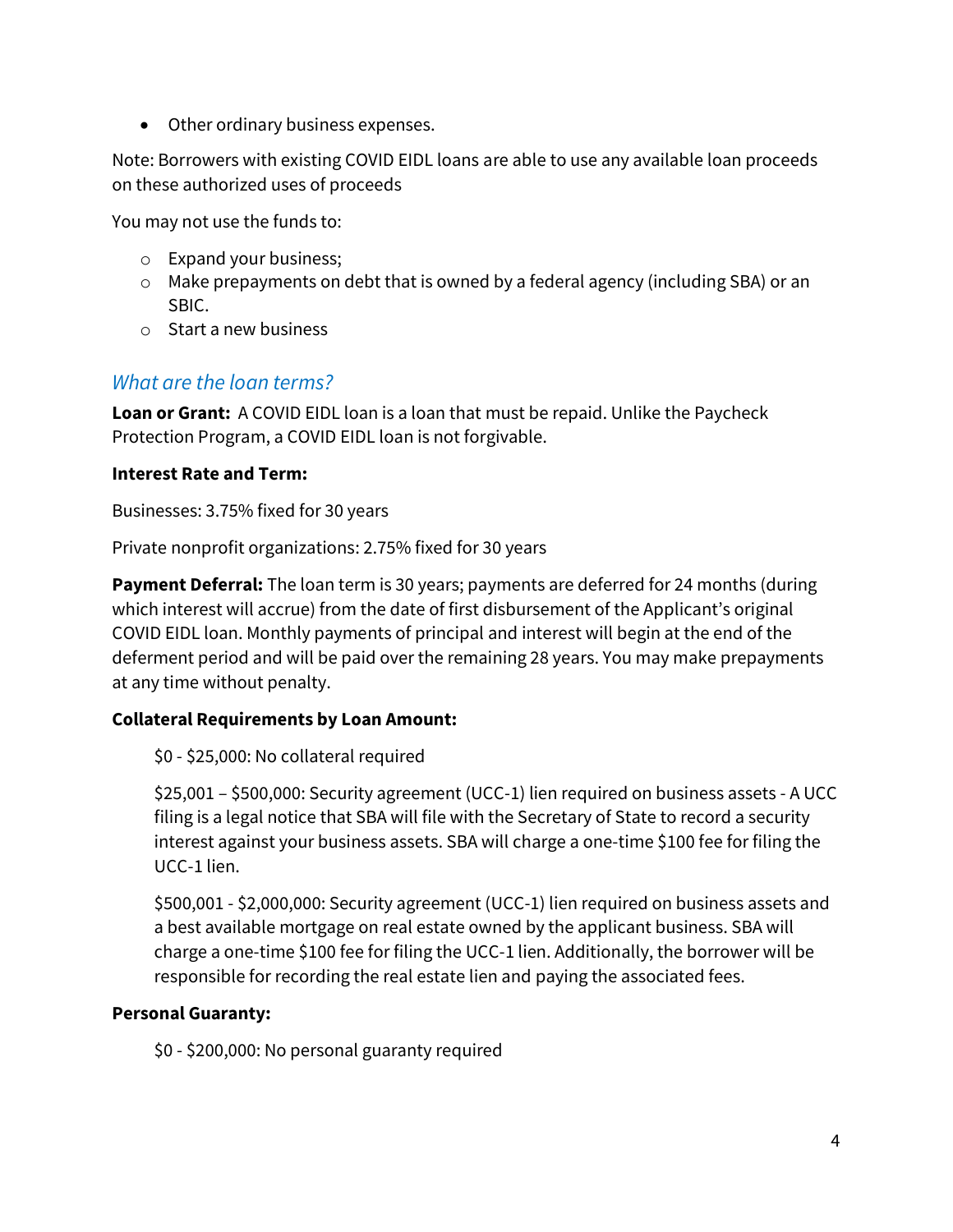- Other ordinary business expenses.

Note: Borrowers with existing COVID EIDL loans are able to use any available loan proceeds on these authorized uses of proceeds

You may not use the funds to:

- Expand your business;
- Make prepayments on debt that is owned by a federal agency (including SBA) or an SBIC.
- Start a new business

## *What are the loan terms?*

**Loan or Grant:** A COVID EIDL loan is a loan that must be repaid. Unlike the Paycheck Protection Program, a COVID EIDL loan is not forgivable.

**Interest Rate and Term:**

Businesses: 3.75% fixed for 30 years

Private nonprofit organizations: 2.75% fixed for 30 years

**Payment Deferral:** The loan term is 30 years; payments are deferred for 24 months (during which interest will accrue) from the date of first disbursement of the Applicant's original COVID EIDL loan. Monthly payments of principal and interest will begin at the end of the deferment period and will be paid over the remaining 28 years. You may make prepayments at any time without penalty.

**Collateral Requirements by Loan Amount:**

$0 - $25,000: No collateral required

$25,001 – $500,000: Security agreement (UCC-1) lien required on business assets - A UCC filing is a legal notice that SBA will file with the Secretary of State to record a security interest against your business assets. SBA will charge a one-time $100 fee for filing the UCC-1 lien.

$500,001 - $2,000,000: Security agreement (UCC-1) lien required on business assets and a best available mortgage on real estate owned by the applicant business. SBA will charge a one-time $100 fee for filing the UCC-1 lien. Additionally, the borrower will be responsible for recording the real estate lien and paying the associated fees.

**Personal Guaranty:**

$0 - $200,000: No personal guaranty required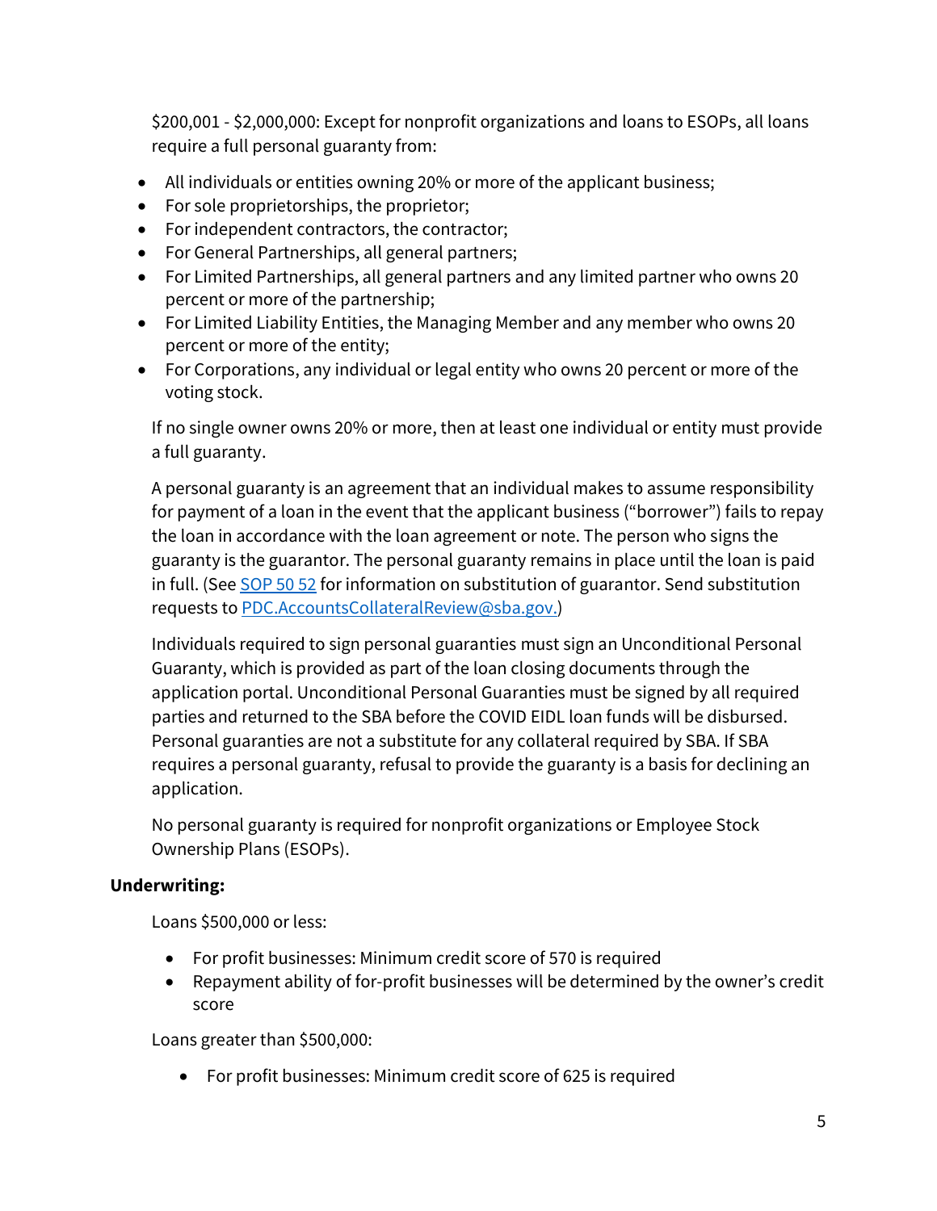$200,001 - $2,000,000: Except for nonprofit organizations and loans to ESOPs, all loans require a full personal guaranty from:

- All individuals or entities owning 20% or more of the applicant business;
- For sole proprietorships, the proprietor;
- For independent contractors, the contractor;
- For General Partnerships, all general partners;
- For Limited Partnerships, all general partners and any limited partner who owns 20 percent or more of the partnership;
- For Limited Liability Entities, the Managing Member and any member who owns 20 percent or more of the entity;
- For Corporations, any individual or legal entity who owns 20 percent or more of the voting stock.

If no single owner owns 20% or more, then at least one individual or entity must provide a full guaranty.

A personal guaranty is an agreement that an individual makes to assume responsibility for payment of a loan in the event that the applicant business ("borrower") fails to repay the loan in accordance with the loan agreement or note. The person who signs the guaranty is the guarantor. The personal guaranty remains in place until the loan is paid in full. (See SOP 50 52 for information on substitution of guarantor. Send substitution requests to PDC.AccountsCollateralReview@sba.gov.)

Individuals required to sign personal guaranties must sign an Unconditional Personal Guaranty, which is provided as part of the loan closing documents through the application portal. Unconditional Personal Guaranties must be signed by all required parties and returned to the SBA before the COVID EIDL loan funds will be disbursed. Personal guaranties are not a substitute for any collateral required by SBA. If SBA requires a personal guaranty, refusal to provide the guaranty is a basis for declining an application.

No personal guaranty is required for nonprofit organizations or Employee Stock Ownership Plans (ESOPs).

**Underwriting:**

Loans $500,000 or less:

- For profit businesses: Minimum credit score of 570 is required
- Repayment ability of for-profit businesses will be determined by the owner's credit score

Loans greater than $500,000:

- For profit businesses: Minimum credit score of 625 is required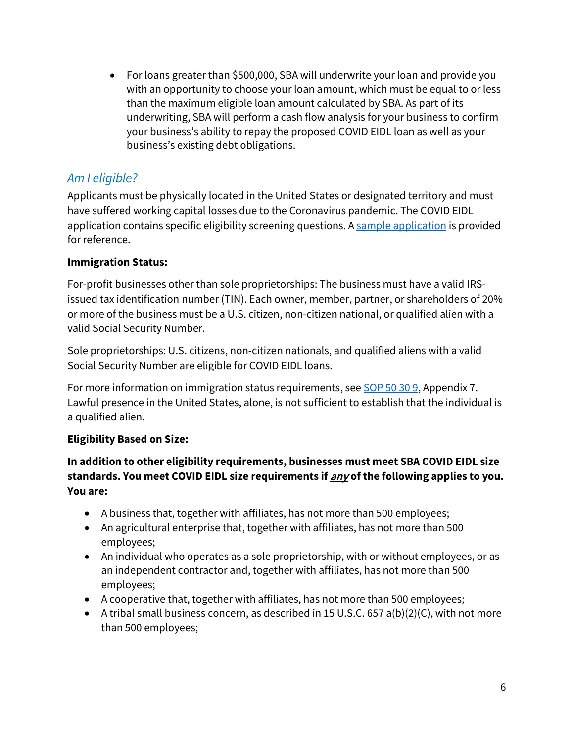- For loans greater than $500,000, SBA will underwrite your loan and provide you with an opportunity to choose your loan amount, which must be equal to or less than the maximum eligible loan amount calculated by SBA. As part of its underwriting, SBA will perform a cash flow analysis for your business to confirm your business's ability to repay the proposed COVID EIDL loan as well as your business's existing debt obligations.

## *Am I eligible?*

Applicants must be physically located in the United States or designated territory and must have suffered working capital losses due to the Coronavirus pandemic. The COVID EIDL application contains specific eligibility screening questions. A [sample application]() is provided for reference.

**Immigration Status:**

For-profit businesses other than sole proprietorships: The business must have a valid IRS-issued tax identification number (TIN). Each owner, member, partner, or shareholders of 20% or more of the business must be a U.S. citizen, non-citizen national, or qualified alien with a valid Social Security Number.

Sole proprietorships: U.S. citizens, non-citizen nationals, and qualified aliens with a valid Social Security Number are eligible for COVID EIDL loans.

For more information on immigration status requirements, see [SOP 50 30 9](), Appendix 7. Lawful presence in the United States, alone, is not sufficient to establish that the individual is a qualified alien.

**Eligibility Based on Size:**

**In addition to other eligibility requirements, businesses must meet SBA COVID EIDL size standards. You meet COVID EIDL size requirements if *any* of the following applies to you. You are:**

- A business that, together with affiliates, has not more than 500 employees;
- An agricultural enterprise that, together with affiliates, has not more than 500 employees;
- An individual who operates as a sole proprietorship, with or without employees, or as an independent contractor and, together with affiliates, has not more than 500 employees;
- A cooperative that, together with affiliates, has not more than 500 employees;
- A tribal small business concern, as described in 15 U.S.C. 657 a(b)(2)(C), with not more than 500 employees;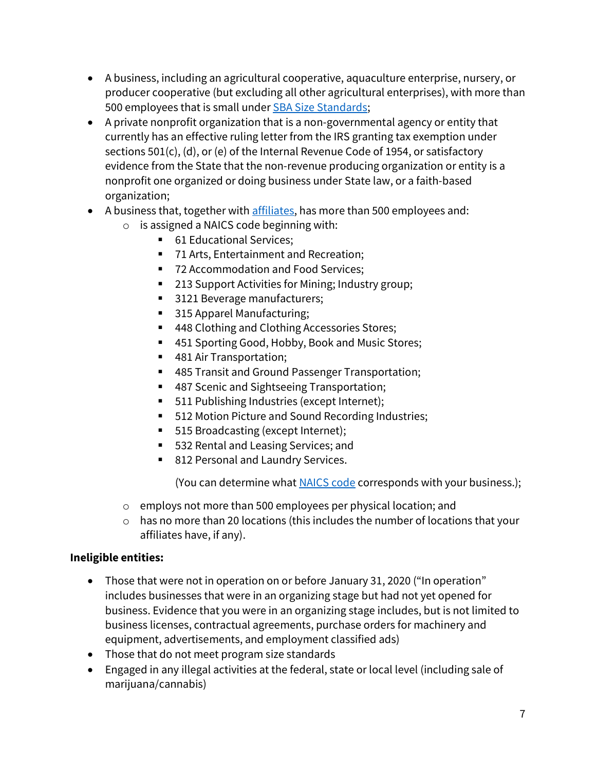- A business, including an agricultural cooperative, aquaculture enterprise, nursery, or producer cooperative (but excluding all other agricultural enterprises), with more than 500 employees that is small under [SBA Size Standards](#);
- A private nonprofit organization that is a non-governmental agency or entity that currently has an effective ruling letter from the IRS granting tax exemption under sections 501(c), (d), or (e) of the Internal Revenue Code of 1954, or satisfactory evidence from the State that the non-revenue producing organization or entity is a nonprofit one organized or doing business under State law, or a faith-based organization;
- A business that, together with [affiliates](#), has more than 500 employees and:
  - is assigned a NAICS code beginning with:
    - 61 Educational Services;
    - 71 Arts, Entertainment and Recreation;
    - 72 Accommodation and Food Services;
    - 213 Support Activities for Mining; Industry group;
    - 3121 Beverage manufacturers;
    - 315 Apparel Manufacturing;
    - 448 Clothing and Clothing Accessories Stores;
    - 451 Sporting Good, Hobby, Book and Music Stores;
    - 481 Air Transportation;
    - 485 Transit and Ground Passenger Transportation;
    - 487 Scenic and Sightseeing Transportation;
    - 511 Publishing Industries (except Internet);
    - 512 Motion Picture and Sound Recording Industries;
    - 515 Broadcasting (except Internet);
    - 532 Rental and Leasing Services; and
    - 812 Personal and Laundry Services.

      (You can determine what [NAICS code](#) corresponds with your business.);
  - employs not more than 500 employees per physical location; and
  - has no more than 20 locations (this includes the number of locations that your affiliates have, if any).

**Ineligible entities:**

- Those that were not in operation on or before January 31, 2020 ("In operation" includes businesses that were in an organizing stage but had not yet opened for business. Evidence that you were in an organizing stage includes, but is not limited to business licenses, contractual agreements, purchase orders for machinery and equipment, advertisements, and employment classified ads)
- Those that do not meet program size standards
- Engaged in any illegal activities at the federal, state or local level (including sale of marijuana/cannabis)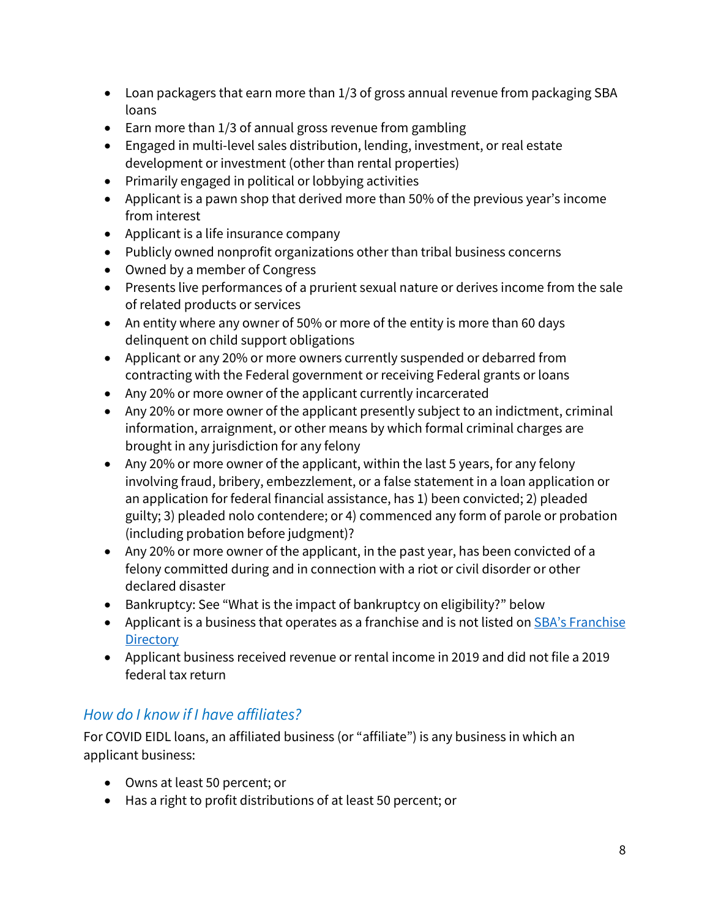- Loan packagers that earn more than 1/3 of gross annual revenue from packaging SBA loans
- Earn more than 1/3 of annual gross revenue from gambling
- Engaged in multi-level sales distribution, lending, investment, or real estate development or investment (other than rental properties)
- Primarily engaged in political or lobbying activities
- Applicant is a pawn shop that derived more than 50% of the previous year's income from interest
- Applicant is a life insurance company
- Publicly owned nonprofit organizations other than tribal business concerns
- Owned by a member of Congress
- Presents live performances of a prurient sexual nature or derives income from the sale of related products or services
- An entity where any owner of 50% or more of the entity is more than 60 days delinquent on child support obligations
- Applicant or any 20% or more owners currently suspended or debarred from contracting with the Federal government or receiving Federal grants or loans
- Any 20% or more owner of the applicant currently incarcerated
- Any 20% or more owner of the applicant presently subject to an indictment, criminal information, arraignment, or other means by which formal criminal charges are brought in any jurisdiction for any felony
- Any 20% or more owner of the applicant, within the last 5 years, for any felony involving fraud, bribery, embezzlement, or a false statement in a loan application or an application for federal financial assistance, has 1) been convicted; 2) pleaded guilty; 3) pleaded nolo contendere; or 4) commenced any form of parole or probation (including probation before judgment)?
- Any 20% or more owner of the applicant, in the past year, has been convicted of a felony committed during and in connection with a riot or civil disorder or other declared disaster
- Bankruptcy: See "What is the impact of bankruptcy on eligibility?" below
- Applicant is a business that operates as a franchise and is not listed on [SBA's Franchise Directory]
- Applicant business received revenue or rental income in 2019 and did not file a 2019 federal tax return

### *How do I know if I have affiliates?*

For COVID EIDL loans, an affiliated business (or "affiliate") is any business in which an applicant business:

- Owns at least 50 percent; or
- Has a right to profit distributions of at least 50 percent; or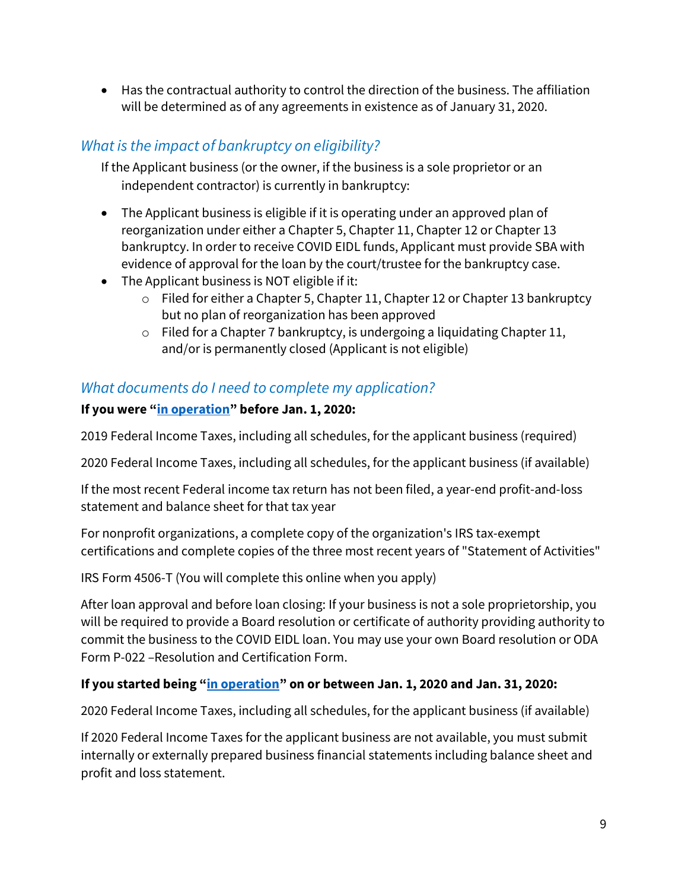- Has the contractual authority to control the direction of the business. The affiliation will be determined as of any agreements in existence as of January 31, 2020.

### *What is the impact of bankruptcy on eligibility?*

If the Applicant business (or the owner, if the business is a sole proprietor or an independent contractor) is currently in bankruptcy:

- The Applicant business is eligible if it is operating under an approved plan of reorganization under either a Chapter 5, Chapter 11, Chapter 12 or Chapter 13 bankruptcy. In order to receive COVID EIDL funds, Applicant must provide SBA with evidence of approval for the loan by the court/trustee for the bankruptcy case.
- The Applicant business is NOT eligible if it:
  - Filed for either a Chapter 5, Chapter 11, Chapter 12 or Chapter 13 bankruptcy but no plan of reorganization has been approved
  - Filed for a Chapter 7 bankruptcy, is undergoing a liquidating Chapter 11, and/or is permanently closed (Applicant is not eligible)

### *What documents do I need to complete my application?*

**If you were "in operation" before Jan. 1, 2020:**

2019 Federal Income Taxes, including all schedules, for the applicant business (required)

2020 Federal Income Taxes, including all schedules, for the applicant business (if available)

If the most recent Federal income tax return has not been filed, a year-end profit-and-loss statement and balance sheet for that tax year

For nonprofit organizations, a complete copy of the organization's IRS tax-exempt certifications and complete copies of the three most recent years of "Statement of Activities"

IRS Form 4506-T (You will complete this online when you apply)

After loan approval and before loan closing: If your business is not a sole proprietorship, you will be required to provide a Board resolution or certificate of authority providing authority to commit the business to the COVID EIDL loan. You may use your own Board resolution or ODA Form P-022 –Resolution and Certification Form.

**If you started being "in operation" on or between Jan. 1, 2020 and Jan. 31, 2020:**

2020 Federal Income Taxes, including all schedules, for the applicant business (if available)

If 2020 Federal Income Taxes for the applicant business are not available, you must submit internally or externally prepared business financial statements including balance sheet and profit and loss statement.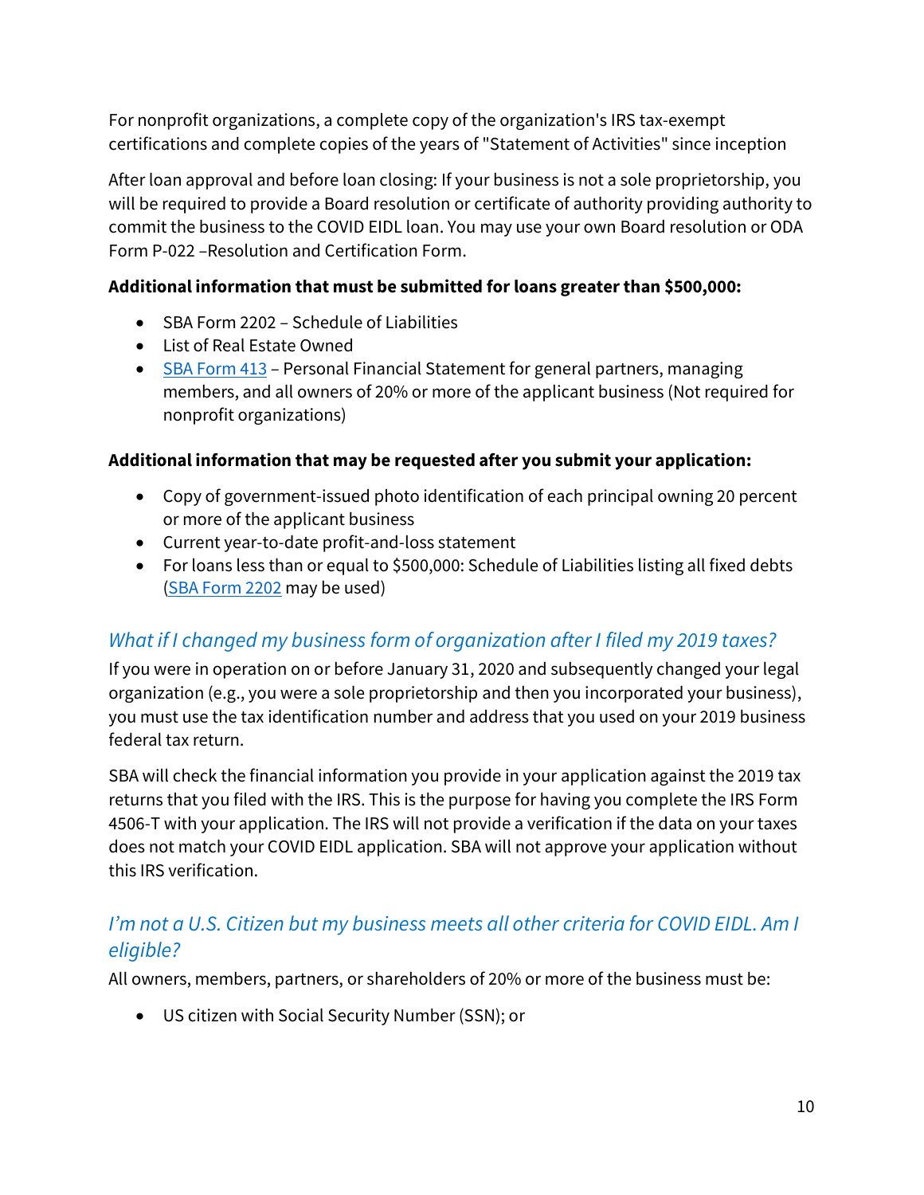For nonprofit organizations, a complete copy of the organization's IRS tax-exempt certifications and complete copies of the years of "Statement of Activities" since inception

After loan approval and before loan closing: If your business is not a sole proprietorship, you will be required to provide a Board resolution or certificate of authority providing authority to commit the business to the COVID EIDL loan. You may use your own Board resolution or ODA Form P-022 –Resolution and Certification Form.

**Additional information that must be submitted for loans greater than $500,000:**

- SBA Form 2202 – Schedule of Liabilities
- List of Real Estate Owned
- SBA Form 413 – Personal Financial Statement for general partners, managing members, and all owners of 20% or more of the applicant business (Not required for nonprofit organizations)

**Additional information that may be requested after you submit your application:**

- Copy of government-issued photo identification of each principal owning 20 percent or more of the applicant business
- Current year-to-date profit-and-loss statement
- For loans less than or equal to $500,000: Schedule of Liabilities listing all fixed debts (SBA Form 2202 may be used)

## *What if I changed my business form of organization after I filed my 2019 taxes?*

If you were in operation on or before January 31, 2020 and subsequently changed your legal organization (e.g., you were a sole proprietorship and then you incorporated your business), you must use the tax identification number and address that you used on your 2019 business federal tax return.

SBA will check the financial information you provide in your application against the 2019 tax returns that you filed with the IRS. This is the purpose for having you complete the IRS Form 4506-T with your application. The IRS will not provide a verification if the data on your taxes does not match your COVID EIDL application. SBA will not approve your application without this IRS verification.

## *I'm not a U.S. Citizen but my business meets all other criteria for COVID EIDL. Am I eligible?*

All owners, members, partners, or shareholders of 20% or more of the business must be:

- US citizen with Social Security Number (SSN); or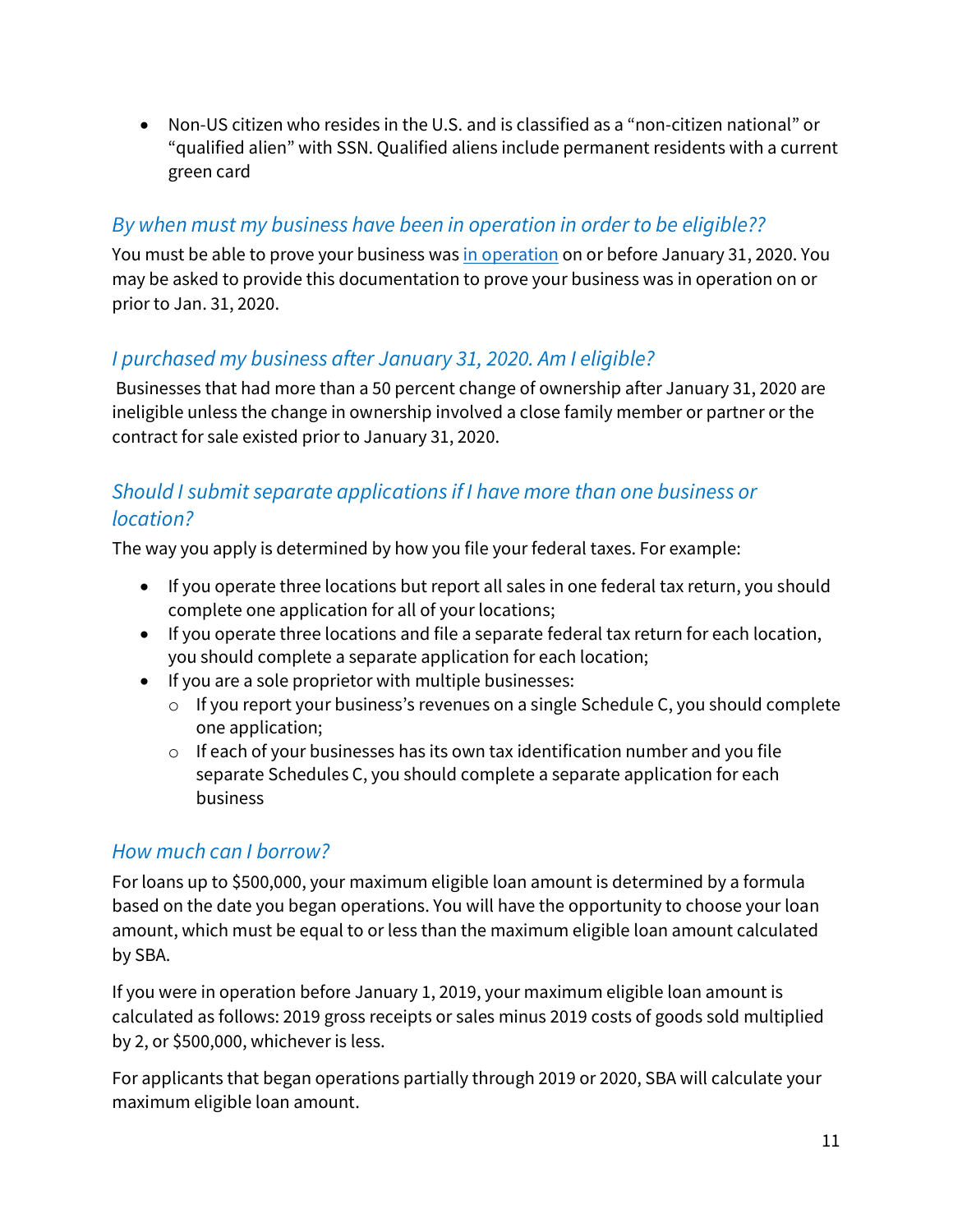- Non-US citizen who resides in the U.S. and is classified as a "non-citizen national" or "qualified alien" with SSN. Qualified aliens include permanent residents with a current green card

### *By when must my business have been in operation in order to be eligible??*

You must be able to prove your business was in operation on or before January 31, 2020. You may be asked to provide this documentation to prove your business was in operation on or prior to Jan. 31, 2020.

### *I purchased my business after January 31, 2020. Am I eligible?*

Businesses that had more than a 50 percent change of ownership after January 31, 2020 are ineligible unless the change in ownership involved a close family member or partner or the contract for sale existed prior to January 31, 2020.

### *Should I submit separate applications if I have more than one business or location?*

The way you apply is determined by how you file your federal taxes. For example:

- If you operate three locations but report all sales in one federal tax return, you should complete one application for all of your locations;
- If you operate three locations and file a separate federal tax return for each location, you should complete a separate application for each location;
- If you are a sole proprietor with multiple businesses:
  - If you report your business's revenues on a single Schedule C, you should complete one application;
  - If each of your businesses has its own tax identification number and you file separate Schedules C, you should complete a separate application for each business

### *How much can I borrow?*

For loans up to $500,000, your maximum eligible loan amount is determined by a formula based on the date you began operations. You will have the opportunity to choose your loan amount, which must be equal to or less than the maximum eligible loan amount calculated by SBA.

If you were in operation before January 1, 2019, your maximum eligible loan amount is calculated as follows: 2019 gross receipts or sales minus 2019 costs of goods sold multiplied by 2, or $500,000, whichever is less.

For applicants that began operations partially through 2019 or 2020, SBA will calculate your maximum eligible loan amount.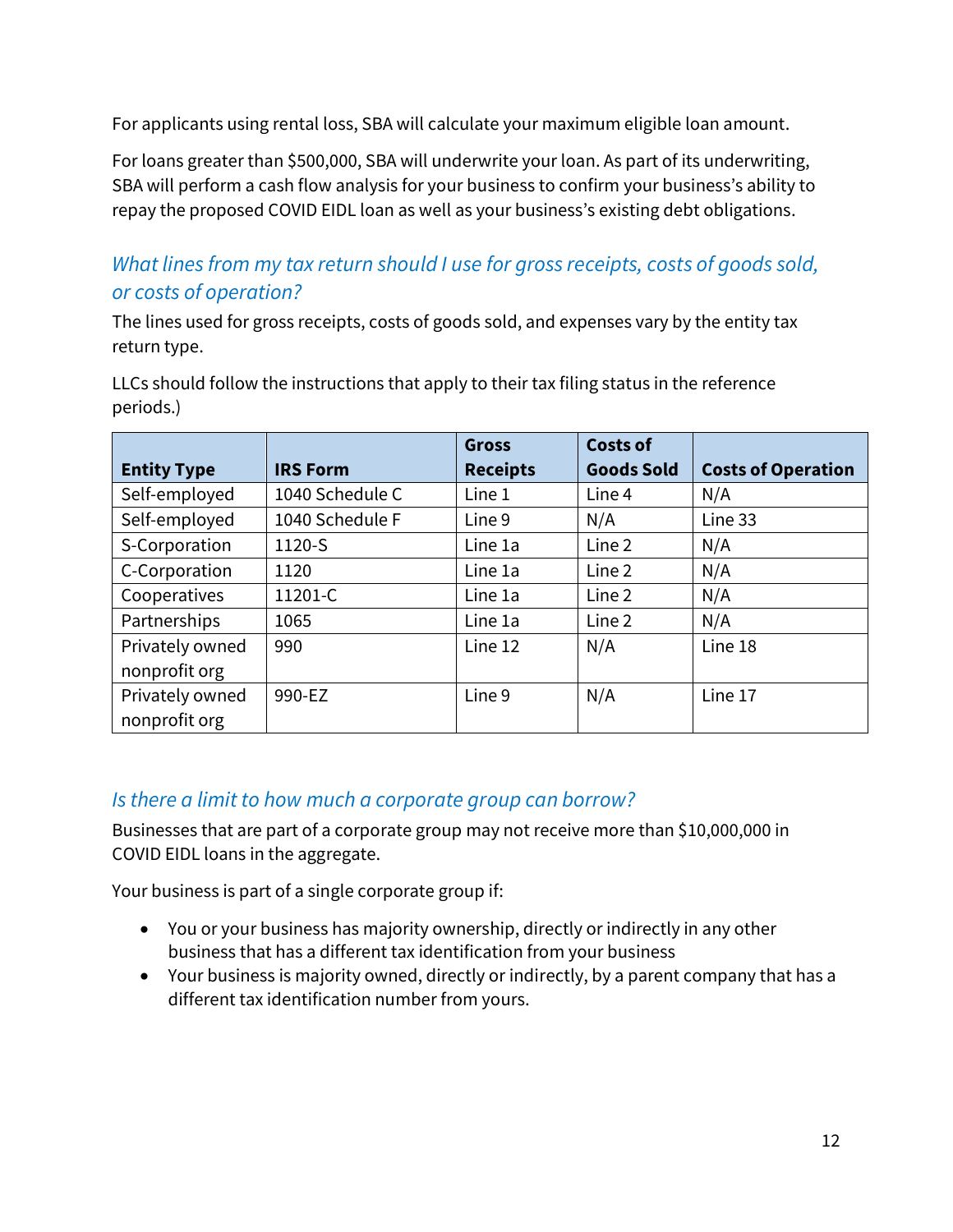For applicants using rental loss, SBA will calculate your maximum eligible loan amount.

For loans greater than $500,000, SBA will underwrite your loan. As part of its underwriting, SBA will perform a cash flow analysis for your business to confirm your business's ability to repay the proposed COVID EIDL loan as well as your business's existing debt obligations.

### *What lines from my tax return should I use for gross receipts, costs of goods sold, or costs of operation?*

The lines used for gross receipts, costs of goods sold, and expenses vary by the entity tax return type.

LLCs should follow the instructions that apply to their tax filing status in the reference periods.)

| Entity Type | IRS Form | Gross Receipts | Costs of Goods Sold | Costs of Operation |
|---|---|---|---|---|
| Self-employed | 1040 Schedule C | Line 1 | Line 4 | N/A |
| Self-employed | 1040 Schedule F | Line 9 | N/A | Line 33 |
| S-Corporation | 1120-S | Line 1a | Line 2 | N/A |
| C-Corporation | 1120 | Line 1a | Line 2 | N/A |
| Cooperatives | 11201-C | Line 1a | Line 2 | N/A |
| Partnerships | 1065 | Line 1a | Line 2 | N/A |
| Privately owned nonprofit org | 990 | Line 12 | N/A | Line 18 |
| Privately owned nonprofit org | 990-EZ | Line 9 | N/A | Line 17 |

### *Is there a limit to how much a corporate group can borrow?*

Businesses that are part of a corporate group may not receive more than $10,000,000 in COVID EIDL loans in the aggregate.

Your business is part of a single corporate group if:

- You or your business has majority ownership, directly or indirectly in any other business that has a different tax identification from your business
- Your business is majority owned, directly or indirectly, by a parent company that has a different tax identification number from yours.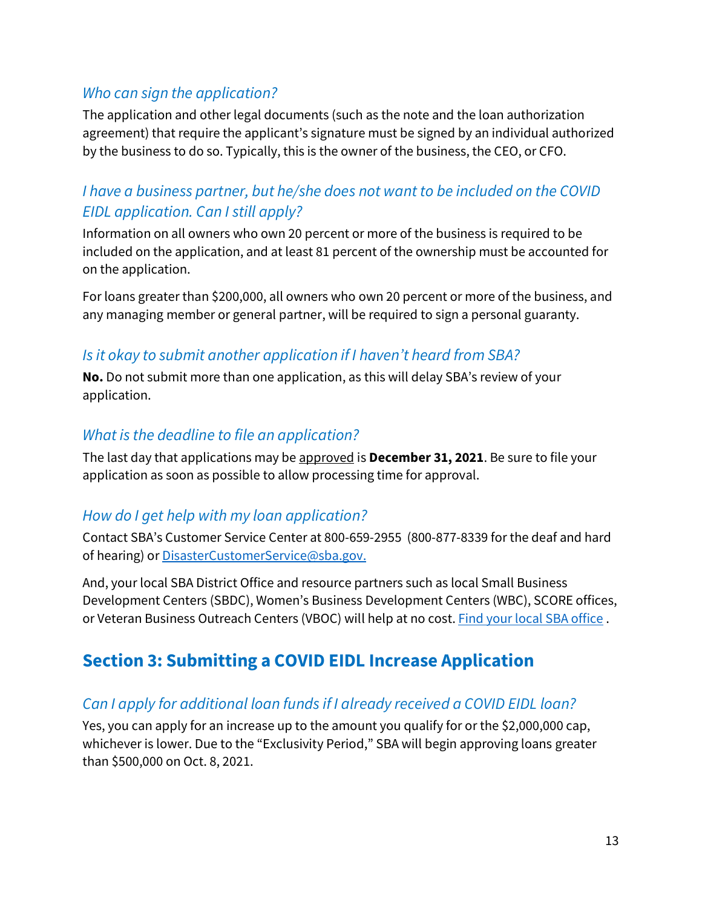### *Who can sign the application?*

The application and other legal documents (such as the note and the loan authorization agreement) that require the applicant's signature must be signed by an individual authorized by the business to do so. Typically, this is the owner of the business, the CEO, or CFO.

### *I have a business partner, but he/she does not want to be included on the COVID EIDL application. Can I still apply?*

Information on all owners who own 20 percent or more of the business is required to be included on the application, and at least 81 percent of the ownership must be accounted for on the application.

For loans greater than $200,000, all owners who own 20 percent or more of the business, and any managing member or general partner, will be required to sign a personal guaranty.

### *Is it okay to submit another application if I haven't heard from SBA?*

**No.** Do not submit more than one application, as this will delay SBA's review of your application.

### *What is the deadline to file an application?*

The last day that applications may be approved is **December 31, 2021**. Be sure to file your application as soon as possible to allow processing time for approval.

### *How do I get help with my loan application?*

Contact SBA's Customer Service Center at 800-659-2955 (800-877-8339 for the deaf and hard of hearing) or [DisasterCustomerService@sba.gov.](mailto:DisasterCustomerService@sba.gov)

And, your local SBA District Office and resource partners such as local Small Business Development Centers (SBDC), Women's Business Development Centers (WBC), SCORE offices, or Veteran Business Outreach Centers (VBOC) will help at no cost. Find your local SBA office .

## Section 3: Submitting a COVID EIDL Increase Application

### *Can I apply for additional loan funds if I already received a COVID EIDL loan?*

Yes, you can apply for an increase up to the amount you qualify for or the $2,000,000 cap, whichever is lower. Due to the "Exclusivity Period," SBA will begin approving loans greater than $500,000 on Oct. 8, 2021.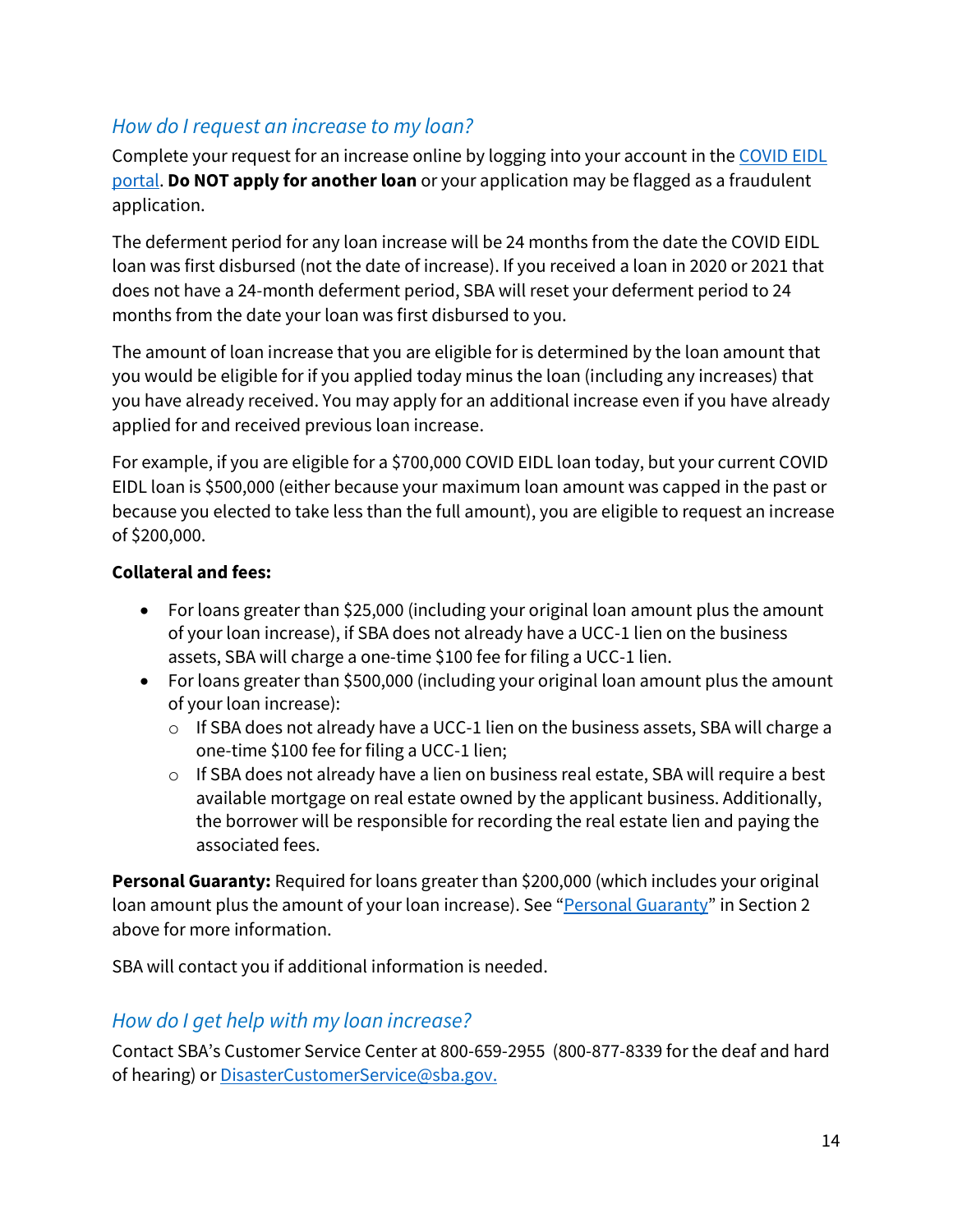### *How do I request an increase to my loan?*

Complete your request for an increase online by logging into your account in the [COVID EIDL portal](). **Do NOT apply for another loan** or your application may be flagged as a fraudulent application.

The deferment period for any loan increase will be 24 months from the date the COVID EIDL loan was first disbursed (not the date of increase). If you received a loan in 2020 or 2021 that does not have a 24-month deferment period, SBA will reset your deferment period to 24 months from the date your loan was first disbursed to you.

The amount of loan increase that you are eligible for is determined by the loan amount that you would be eligible for if you applied today minus the loan (including any increases) that you have already received. You may apply for an additional increase even if you have already applied for and received previous loan increase.

For example, if you are eligible for a $700,000 COVID EIDL loan today, but your current COVID EIDL loan is $500,000 (either because your maximum loan amount was capped in the past or because you elected to take less than the full amount), you are eligible to request an increase of $200,000.

**Collateral and fees:**

- For loans greater than $25,000 (including your original loan amount plus the amount of your loan increase), if SBA does not already have a UCC-1 lien on the business assets, SBA will charge a one-time $100 fee for filing a UCC-1 lien.
- For loans greater than $500,000 (including your original loan amount plus the amount of your loan increase):
  - If SBA does not already have a UCC-1 lien on the business assets, SBA will charge a one-time $100 fee for filing a UCC-1 lien;
  - If SBA does not already have a lien on business real estate, SBA will require a best available mortgage on real estate owned by the applicant business. Additionally, the borrower will be responsible for recording the real estate lien and paying the associated fees.

**Personal Guaranty:** Required for loans greater than $200,000 (which includes your original loan amount plus the amount of your loan increase). See "[Personal Guaranty]()" in Section 2 above for more information.

SBA will contact you if additional information is needed.

### *How do I get help with my loan increase?*

Contact SBA's Customer Service Center at 800-659-2955 (800-877-8339 for the deaf and hard of hearing) or [DisasterCustomerService@sba.gov.]()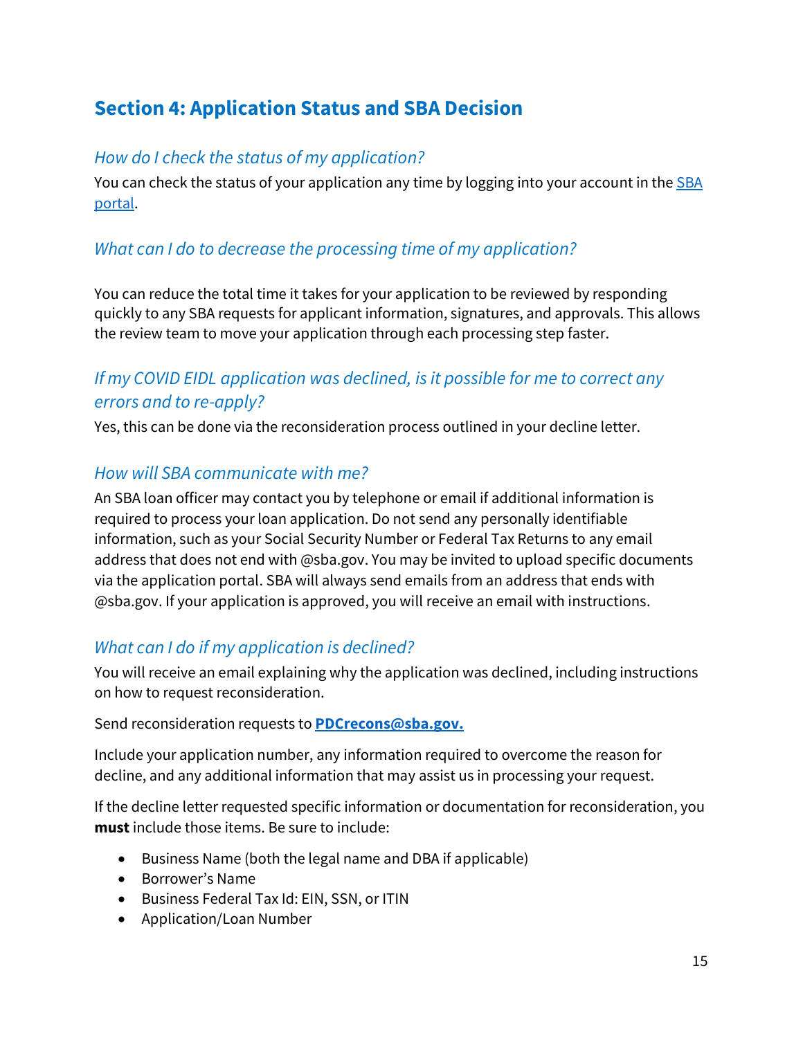## Section 4: Application Status and SBA Decision

### *How do I check the status of my application?*

You can check the status of your application any time by logging into your account in the [SBA portal]().

### *What can I do to decrease the processing time of my application?*

You can reduce the total time it takes for your application to be reviewed by responding quickly to any SBA requests for applicant information, signatures, and approvals. This allows the review team to move your application through each processing step faster.

### *If my COVID EIDL application was declined, is it possible for me to correct any errors and to re-apply?*

Yes, this can be done via the reconsideration process outlined in your decline letter.

### *How will SBA communicate with me?*

An SBA loan officer may contact you by telephone or email if additional information is required to process your loan application. Do not send any personally identifiable information, such as your Social Security Number or Federal Tax Returns to any email address that does not end with @sba.gov. You may be invited to upload specific documents via the application portal. SBA will always send emails from an address that ends with @sba.gov. If your application is approved, you will receive an email with instructions.

### *What can I do if my application is declined?*

You will receive an email explaining why the application was declined, including instructions on how to request reconsideration.

Send reconsideration requests to **PDCrecons@sba.gov.**

Include your application number, any information required to overcome the reason for decline, and any additional information that may assist us in processing your request.

If the decline letter requested specific information or documentation for reconsideration, you **must** include those items. Be sure to include:

- Business Name (both the legal name and DBA if applicable)
- Borrower's Name
- Business Federal Tax Id: EIN, SSN, or ITIN
- Application/Loan Number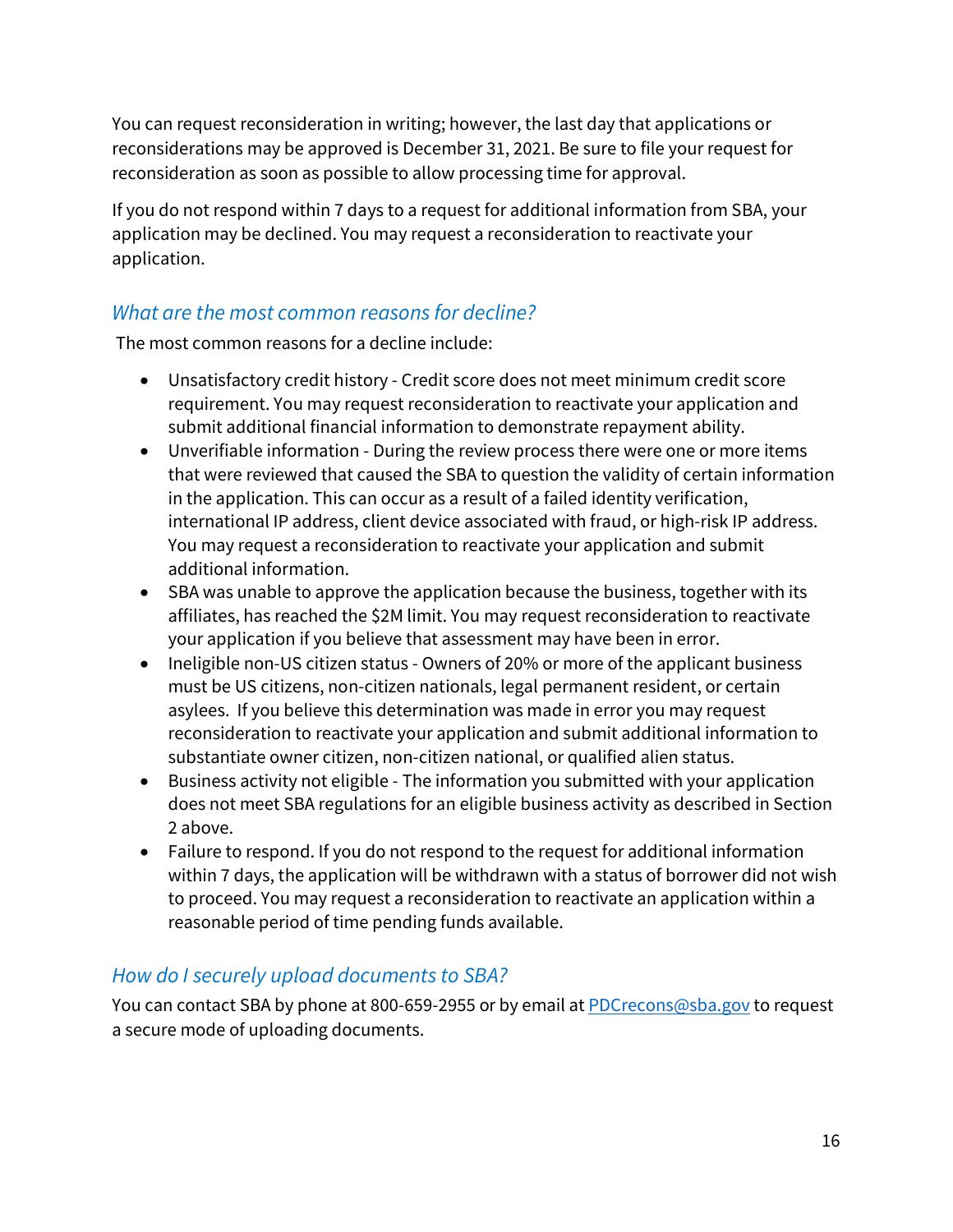You can request reconsideration in writing; however, the last day that applications or reconsiderations may be approved is December 31, 2021. Be sure to file your request for reconsideration as soon as possible to allow processing time for approval.

If you do not respond within 7 days to a request for additional information from SBA, your application may be declined. You may request a reconsideration to reactivate your application.

### *What are the most common reasons for decline?*

The most common reasons for a decline include:

- Unsatisfactory credit history - Credit score does not meet minimum credit score requirement. You may request reconsideration to reactivate your application and submit additional financial information to demonstrate repayment ability.
- Unverifiable information - During the review process there were one or more items that were reviewed that caused the SBA to question the validity of certain information in the application. This can occur as a result of a failed identity verification, international IP address, client device associated with fraud, or high-risk IP address. You may request a reconsideration to reactivate your application and submit additional information.
- SBA was unable to approve the application because the business, together with its affiliates, has reached the $2M limit. You may request reconsideration to reactivate your application if you believe that assessment may have been in error.
- Ineligible non-US citizen status - Owners of 20% or more of the applicant business must be US citizens, non-citizen nationals, legal permanent resident, or certain asylees. If you believe this determination was made in error you may request reconsideration to reactivate your application and submit additional information to substantiate owner citizen, non-citizen national, or qualified alien status.
- Business activity not eligible - The information you submitted with your application does not meet SBA regulations for an eligible business activity as described in Section 2 above.
- Failure to respond. If you do not respond to the request for additional information within 7 days, the application will be withdrawn with a status of borrower did not wish to proceed. You may request a reconsideration to reactivate an application within a reasonable period of time pending funds available.

### *How do I securely upload documents to SBA?*

You can contact SBA by phone at 800-659-2955 or by email at PDCrecons@sba.gov to request a secure mode of uploading documents.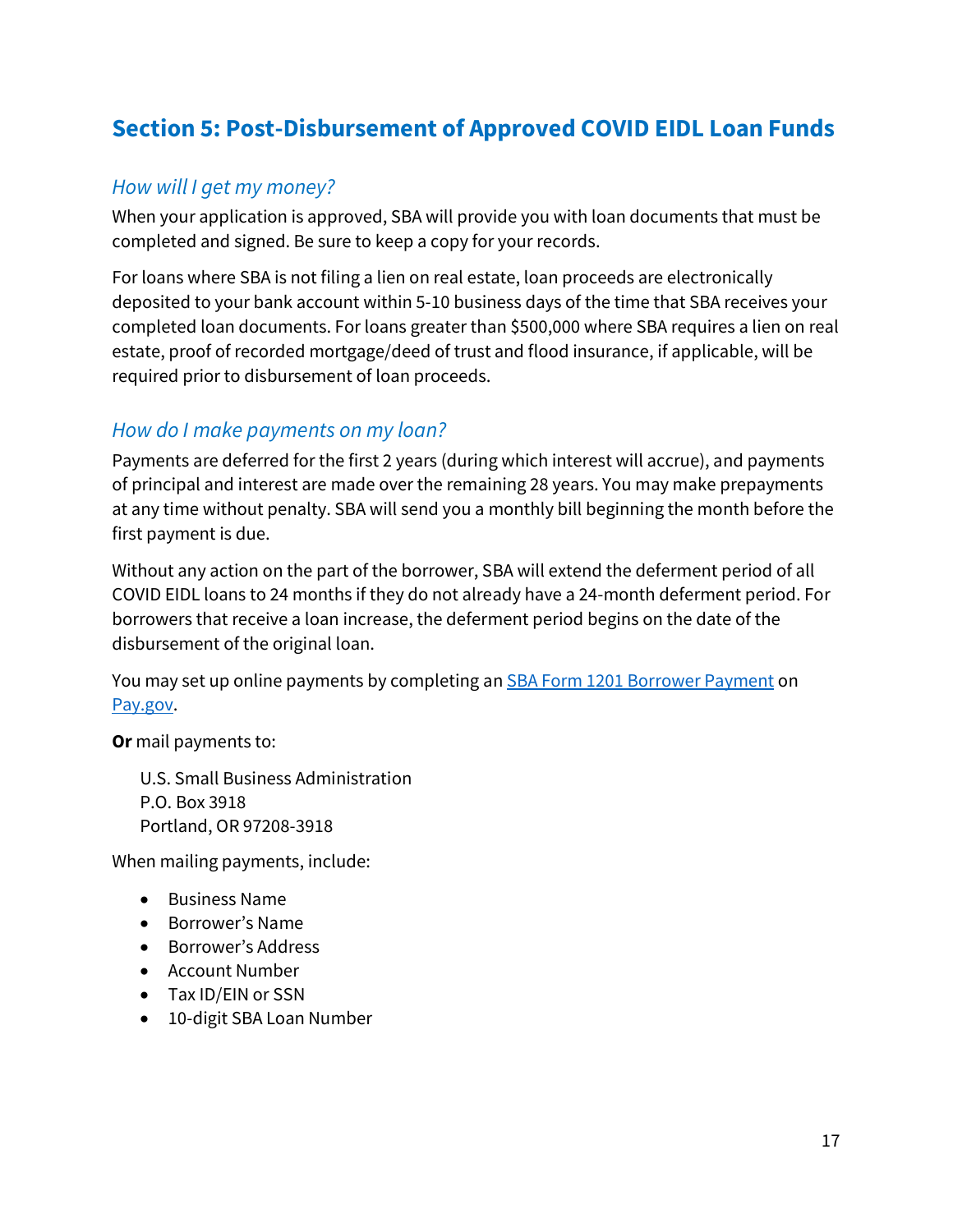## Section 5: Post-Disbursement of Approved COVID EIDL Loan Funds

### *How will I get my money?*

When your application is approved, SBA will provide you with loan documents that must be completed and signed. Be sure to keep a copy for your records.

For loans where SBA is not filing a lien on real estate, loan proceeds are electronically deposited to your bank account within 5-10 business days of the time that SBA receives your completed loan documents. For loans greater than $500,000 where SBA requires a lien on real estate, proof of recorded mortgage/deed of trust and flood insurance, if applicable, will be required prior to disbursement of loan proceeds.

### *How do I make payments on my loan?*

Payments are deferred for the first 2 years (during which interest will accrue), and payments of principal and interest are made over the remaining 28 years. You may make prepayments at any time without penalty. SBA will send you a monthly bill beginning the month before the first payment is due.

Without any action on the part of the borrower, SBA will extend the deferment period of all COVID EIDL loans to 24 months if they do not already have a 24-month deferment period. For borrowers that receive a loan increase, the deferment period begins on the date of the disbursement of the original loan.

You may set up online payments by completing an SBA Form 1201 Borrower Payment on Pay.gov.

**Or** mail payments to:

U.S. Small Business Administration
P.O. Box 3918
Portland, OR 97208-3918

When mailing payments, include:

- Business Name
- Borrower's Name
- Borrower's Address
- Account Number
- Tax ID/EIN or SSN
- 10-digit SBA Loan Number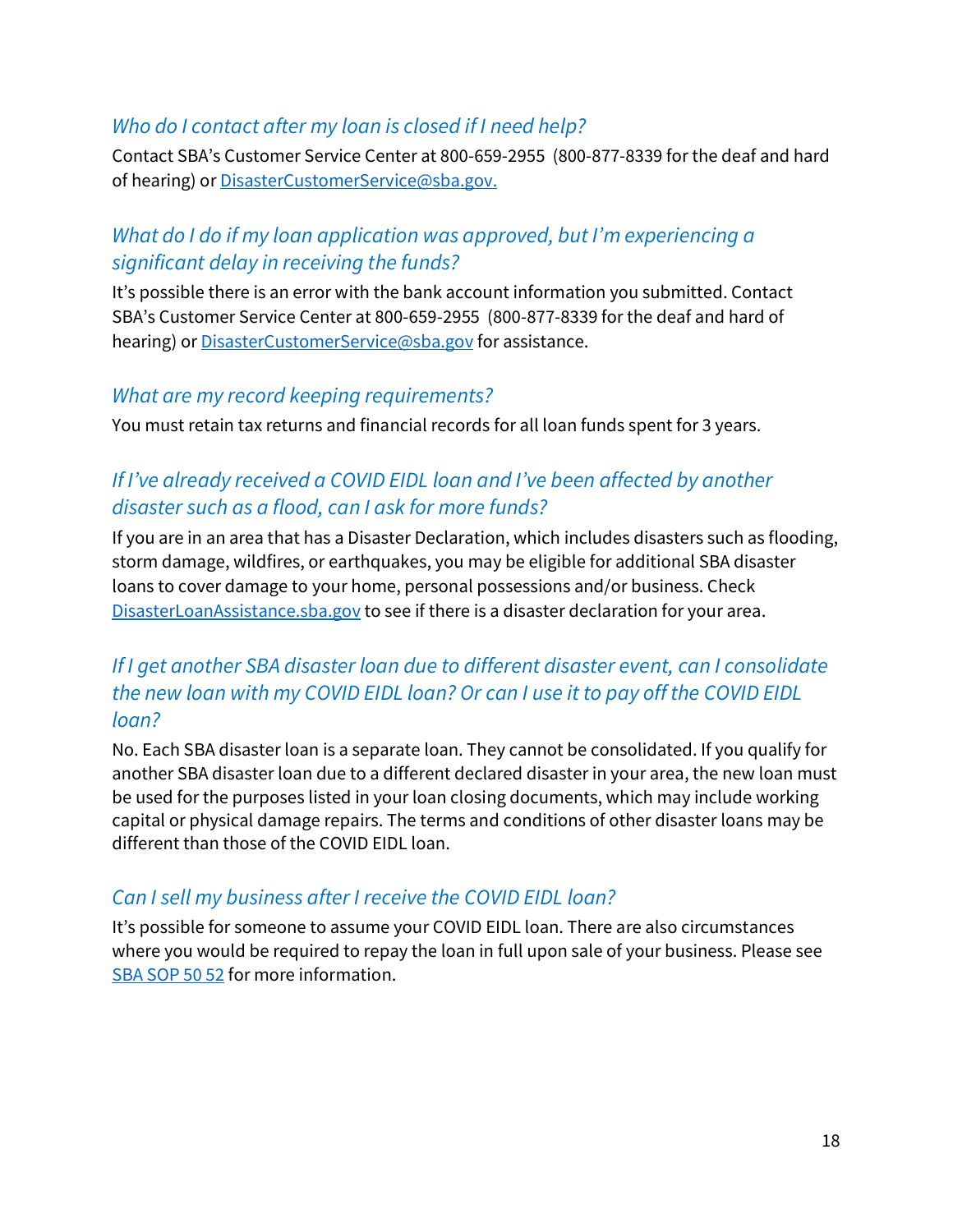### *Who do I contact after my loan is closed if I need help?*

Contact SBA's Customer Service Center at 800-659-2955 (800-877-8339 for the deaf and hard of hearing) or [DisasterCustomerService@sba.gov.](mailto:DisasterCustomerService@sba.gov)

### *What do I do if my loan application was approved, but I'm experiencing a significant delay in receiving the funds?*

It's possible there is an error with the bank account information you submitted. Contact SBA's Customer Service Center at 800-659-2955 (800-877-8339 for the deaf and hard of hearing) or [DisasterCustomerService@sba.gov](mailto:DisasterCustomerService@sba.gov) for assistance.

### *What are my record keeping requirements?*

You must retain tax returns and financial records for all loan funds spent for 3 years.

### *If I've already received a COVID EIDL loan and I've been affected by another disaster such as a flood, can I ask for more funds?*

If you are in an area that has a Disaster Declaration, which includes disasters such as flooding, storm damage, wildfires, or earthquakes, you may be eligible for additional SBA disaster loans to cover damage to your home, personal possessions and/or business. Check [DisasterLoanAssistance.sba.gov](https://DisasterLoanAssistance.sba.gov) to see if there is a disaster declaration for your area.

### *If I get another SBA disaster loan due to different disaster event, can I consolidate the new loan with my COVID EIDL loan? Or can I use it to pay off the COVID EIDL loan?*

No. Each SBA disaster loan is a separate loan. They cannot be consolidated. If you qualify for another SBA disaster loan due to a different declared disaster in your area, the new loan must be used for the purposes listed in your loan closing documents, which may include working capital or physical damage repairs. The terms and conditions of other disaster loans may be different than those of the COVID EIDL loan.

### *Can I sell my business after I receive the COVID EIDL loan?*

It's possible for someone to assume your COVID EIDL loan. There are also circumstances where you would be required to repay the loan in full upon sale of your business. Please see SBA SOP 50 52 for more information.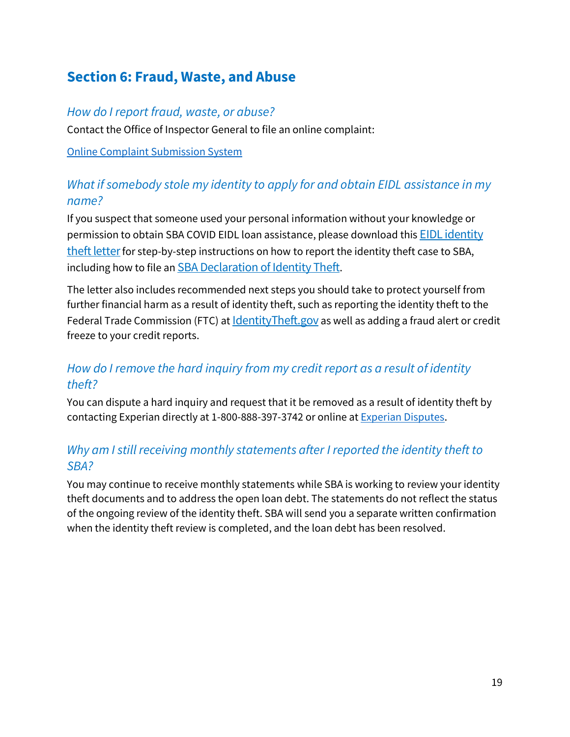## Section 6: Fraud, Waste, and Abuse

### *How do I report fraud, waste, or abuse?*

Contact the Office of Inspector General to file an online complaint:

Online Complaint Submission System

### *What if somebody stole my identity to apply for and obtain EIDL assistance in my name?*

If you suspect that someone used your personal information without your knowledge or permission to obtain SBA COVID EIDL loan assistance, please download this EIDL identity theft letter for step-by-step instructions on how to report the identity theft case to SBA, including how to file an SBA Declaration of Identity Theft.

The letter also includes recommended next steps you should take to protect yourself from further financial harm as a result of identity theft, such as reporting the identity theft to the Federal Trade Commission (FTC) at IdentityTheft.gov as well as adding a fraud alert or credit freeze to your credit reports.

### *How do I remove the hard inquiry from my credit report as a result of identity theft?*

You can dispute a hard inquiry and request that it be removed as a result of identity theft by contacting Experian directly at 1-800-888-397-3742 or online at Experian Disputes.

### *Why am I still receiving monthly statements after I reported the identity theft to SBA?*

You may continue to receive monthly statements while SBA is working to review your identity theft documents and to address the open loan debt. The statements do not reflect the status of the ongoing review of the identity theft. SBA will send you a separate written confirmation when the identity theft review is completed, and the loan debt has been resolved.